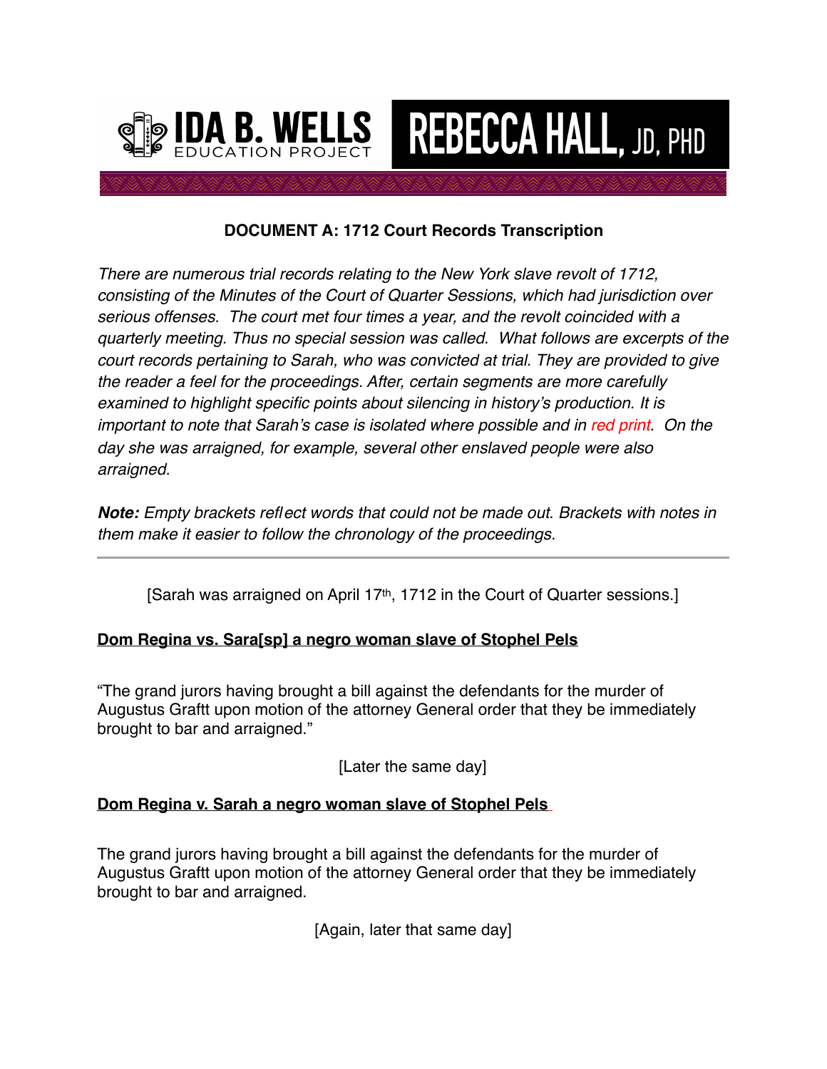# DOCUMENT A: 1712 Court Records Transcription

*There are numerous trial records relating to the New York slave revolt of 1712, consisting of the Minutes of the Court of Quarter Sessions, which had jurisdiction over serious offenses. The court met four times a year, and the revolt coincided with a quarterly meeting. Thus no special session was called. What follows are excerpts of the court records pertaining to Sarah, who was convicted at trial. They are provided to give the reader a feel for the proceedings. After, certain segments are more carefully examined to highlight specific points about silencing in history's production. It is important to note that Sarah's case is isolated where possible and in red print. On the day she was arraigned, for example, several other enslaved people were also arraigned.*

***Note:*** *Empty brackets reflect words that could not be made out. Brackets with notes in them make it easier to follow the chronology of the proceedings.*

---

[Sarah was arraigned on April 17th, 1712 in the Court of Quarter sessions.]

**Dom Regina vs. Sara[sp] a negro woman slave of Stophel Pels**

"The grand jurors having brought a bill against the defendants for the murder of Augustus Graftt upon motion of the attorney General order that they be immediately brought to bar and arraigned."

[Later the same day]

**Dom Regina v. Sarah a negro woman slave of Stophel Pels**

The grand jurors having brought a bill against the defendants for the murder of Augustus Graftt upon motion of the attorney General order that they be immediately brought to bar and arraigned.

[Again, later that same day]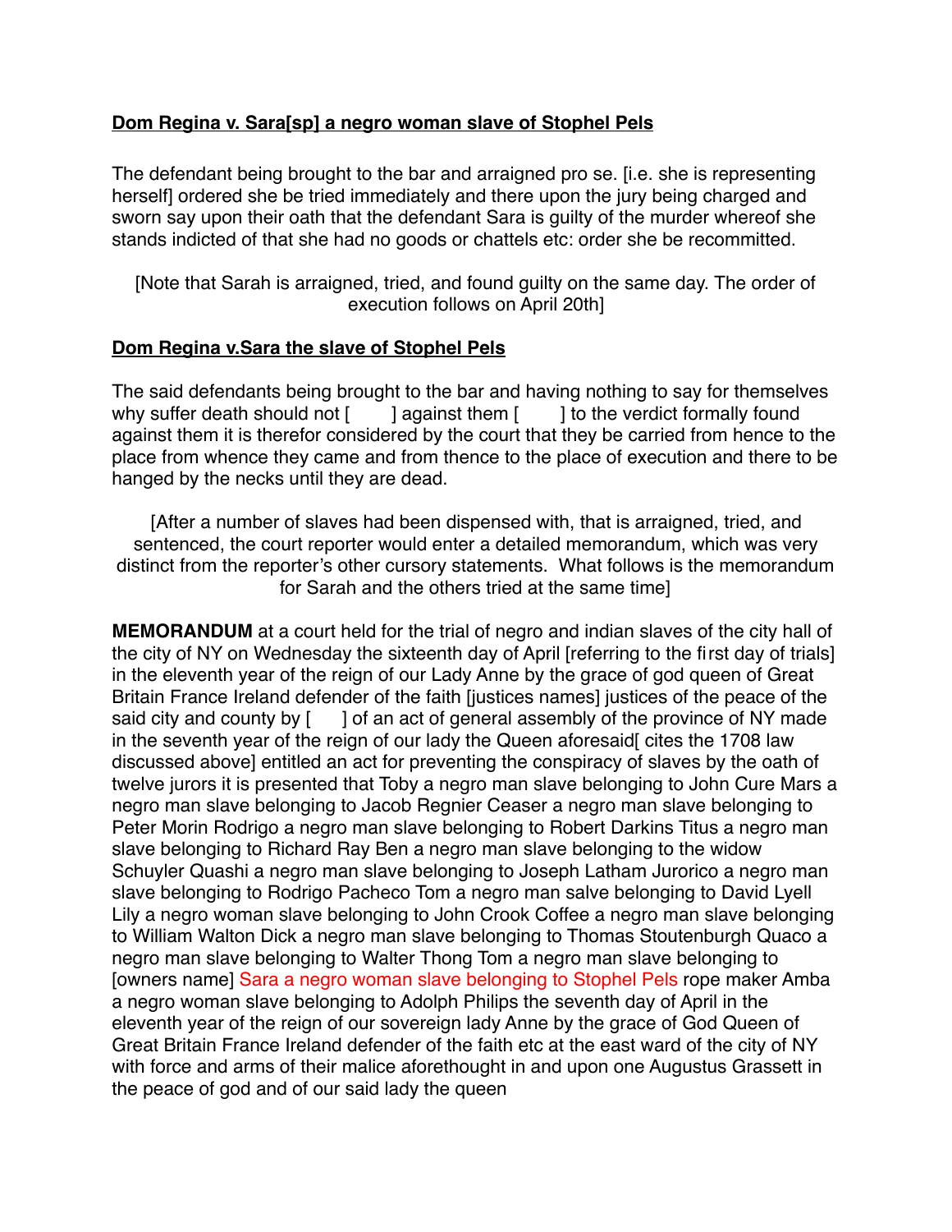**<u>Dom Regina v. Sara[sp] a negro woman slave of Stophel Pels</u>**

The defendant being brought to the bar and arraigned pro se. [i.e. she is representing herself] ordered she be tried immediately and there upon the jury being charged and sworn say upon their oath that the defendant Sara is guilty of the murder whereof she stands indicted of that she had no goods or chattels etc: order she be recommitted.

[Note that Sarah is arraigned, tried, and found guilty on the same day. The order of execution follows on April 20th]

**<u>Dom Regina v.Sara the slave of Stophel Pels</u>**

The said defendants being brought to the bar and having nothing to say for themselves why suffer death should not [ ] against them [ ] to the verdict formally found against them it is therefor considered by the court that they be carried from hence to the place from whence they came and from thence to the place of execution and there to be hanged by the necks until they are dead.

[After a number of slaves had been dispensed with, that is arraigned, tried, and sentenced, the court reporter would enter a detailed memorandum, which was very distinct from the reporter's other cursory statements. What follows is the memorandum for Sarah and the others tried at the same time]

**MEMORANDUM** at a court held for the trial of negro and indian slaves of the city hall of the city of NY on Wednesday the sixteenth day of April [referring to the first day of trials] in the eleventh year of the reign of our Lady Anne by the grace of god queen of Great Britain France Ireland defender of the faith [justices names] justices of the peace of the said city and county by [ ] of an act of general assembly of the province of NY made in the seventh year of the reign of our lady the Queen aforesaid[ cites the 1708 law discussed above] entitled an act for preventing the conspiracy of slaves by the oath of twelve jurors it is presented that Toby a negro man slave belonging to John Cure Mars a negro man slave belonging to Jacob Regnier Ceaser a negro man slave belonging to Peter Morin Rodrigo a negro man slave belonging to Robert Darkins Titus a negro man slave belonging to Richard Ray Ben a negro man slave belonging to the widow Schuyler Quashi a negro man slave belonging to Joseph Latham Jurorico a negro man slave belonging to Rodrigo Pacheco Tom a negro man salve belonging to David Lyell Lily a negro woman slave belonging to John Crook Coffee a negro man slave belonging to William Walton Dick a negro man slave belonging to Thomas Stoutenburgh Quaco a negro man slave belonging to Walter Thong Tom a negro man slave belonging to [owners name] Sara a negro woman slave belonging to Stophel Pels rope maker Amba a negro woman slave belonging to Adolph Philips the seventh day of April in the eleventh year of the reign of our sovereign lady Anne by the grace of God Queen of Great Britain France Ireland defender of the faith etc at the east ward of the city of NY with force and arms of their malice aforethought in and upon one Augustus Grassett in the peace of god and of our said lady the queen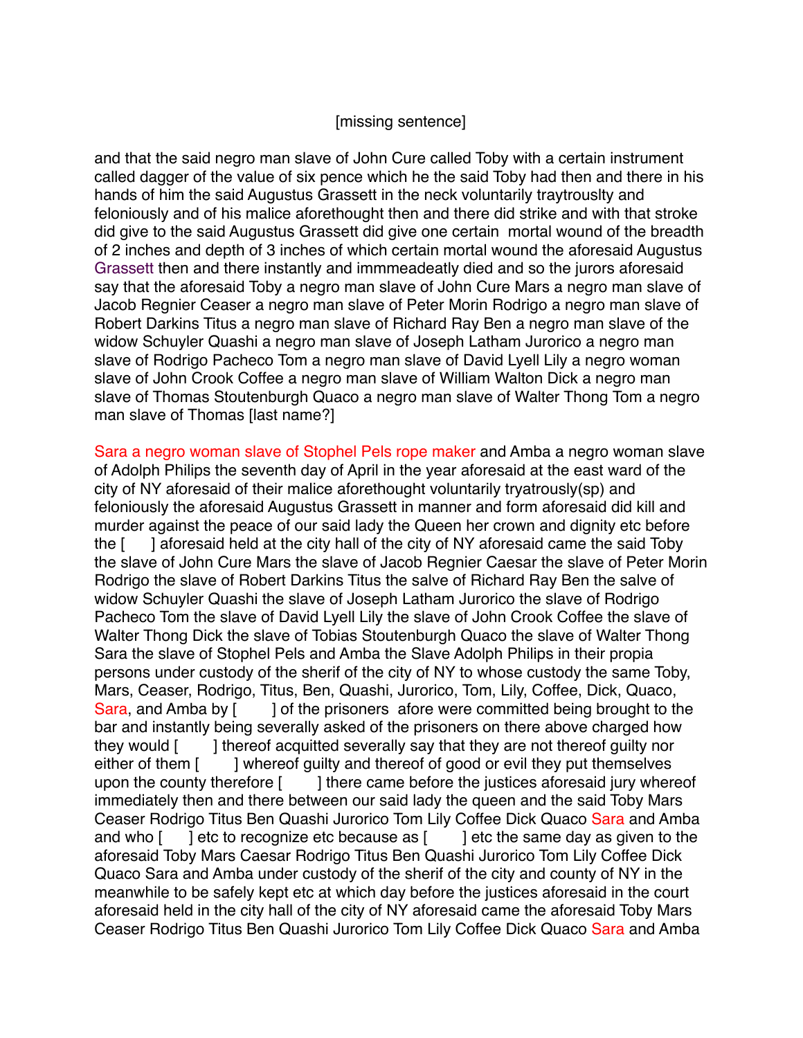[missing sentence]

and that the said negro man slave of John Cure called Toby with a certain instrument called dagger of the value of six pence which he the said Toby had then and there in his hands of him the said Augustus Grassett in the neck voluntarily traytrouslty and feloniously and of his malice aforethought then and there did strike and with that stroke did give to the said Augustus Grassett did give one certain mortal wound of the breadth of 2 inches and depth of 3 inches of which certain mortal wound the aforesaid Augustus Grassett then and there instantly and immmeadeatly died and so the jurors aforesaid say that the aforesaid Toby a negro man slave of John Cure Mars a negro man slave of Jacob Regnier Ceaser a negro man slave of Peter Morin Rodrigo a negro man slave of Robert Darkins Titus a negro man slave of Richard Ray Ben a negro man slave of the widow Schuyler Quashi a negro man slave of Joseph Latham Jurorico a negro man slave of Rodrigo Pacheco Tom a negro man slave of David Lyell Lily a negro woman slave of John Crook Coffee a negro man slave of William Walton Dick a negro man slave of Thomas Stoutenburgh Quaco a negro man slave of Walter Thong Tom a negro man slave of Thomas [last name?]

Sara a negro woman slave of Stophel Pels rope maker and Amba a negro woman slave of Adolph Philips the seventh day of April in the year aforesaid at the east ward of the city of NY aforesaid of their malice aforethought voluntarily tryatrously(sp) and feloniously the aforesaid Augustus Grassett in manner and form aforesaid did kill and murder against the peace of our said lady the Queen her crown and dignity etc before the [ ] aforesaid held at the city hall of the city of NY aforesaid came the said Toby the slave of John Cure Mars the slave of Jacob Regnier Caesar the slave of Peter Morin Rodrigo the slave of Robert Darkins Titus the salve of Richard Ray Ben the salve of widow Schuyler Quashi the slave of Joseph Latham Jurorico the slave of Rodrigo Pacheco Tom the slave of David Lyell Lily the slave of John Crook Coffee the slave of Walter Thong Dick the slave of Tobias Stoutenburgh Quaco the slave of Walter Thong Sara the slave of Stophel Pels and Amba the Slave Adolph Philips in their propia persons under custody of the sherif of the city of NY to whose custody the same Toby, Mars, Ceaser, Rodrigo, Titus, Ben, Quashi, Jurorico, Tom, Lily, Coffee, Dick, Quaco, Sara, and Amba by [ ] of the prisoners afore were committed being brought to the bar and instantly being severally asked of the prisoners on there above charged how they would [ ] thereof acquitted severally say that they are not thereof guilty nor either of them [ ] whereof guilty and thereof of good or evil they put themselves upon the county therefore [ ] there came before the justices aforesaid jury whereof immediately then and there between our said lady the queen and the said Toby Mars Ceaser Rodrigo Titus Ben Quashi Jurorico Tom Lily Coffee Dick Quaco Sara and Amba and who [ ] etc to recognize etc because as [ ] etc the same day as given to the aforesaid Toby Mars Caesar Rodrigo Titus Ben Quashi Jurorico Tom Lily Coffee Dick Quaco Sara and Amba under custody of the sherif of the city and county of NY in the meanwhile to be safely kept etc at which day before the justices aforesaid in the court aforesaid held in the city hall of the city of NY aforesaid came the aforesaid Toby Mars Ceaser Rodrigo Titus Ben Quashi Jurorico Tom Lily Coffee Dick Quaco Sara and Amba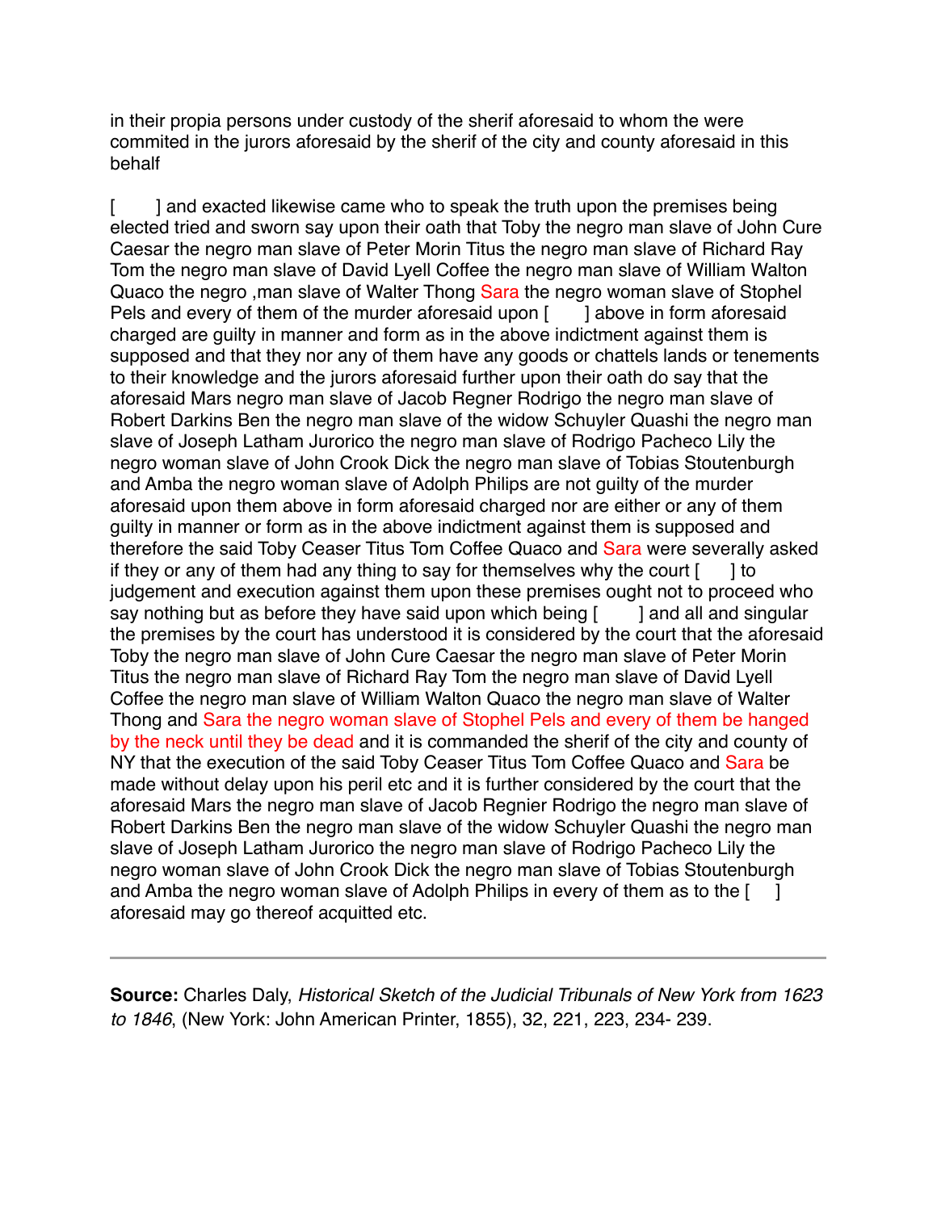in their propia persons under custody of the sherif aforesaid to whom the were commited in the jurors aforesaid by the sherif of the city and county aforesaid in this behalf

[ ] and exacted likewise came who to speak the truth upon the premises being elected tried and sworn say upon their oath that Toby the negro man slave of John Cure Caesar the negro man slave of Peter Morin Titus the negro man slave of Richard Ray Tom the negro man slave of David Lyell Coffee the negro man slave of William Walton Quaco the negro ,man slave of Walter Thong Sara the negro woman slave of Stophel Pels and every of them of the murder aforesaid upon [ ] above in form aforesaid charged are guilty in manner and form as in the above indictment against them is supposed and that they nor any of them have any goods or chattels lands or tenements to their knowledge and the jurors aforesaid further upon their oath do say that the aforesaid Mars negro man slave of Jacob Regner Rodrigo the negro man slave of Robert Darkins Ben the negro man slave of the widow Schuyler Quashi the negro man slave of Joseph Latham Jurorico the negro man slave of Rodrigo Pacheco Lily the negro woman slave of John Crook Dick the negro man slave of Tobias Stoutenburgh and Amba the negro woman slave of Adolph Philips are not guilty of the murder aforesaid upon them above in form aforesaid charged nor are either or any of them guilty in manner or form as in the above indictment against them is supposed and therefore the said Toby Ceaser Titus Tom Coffee Quaco and Sara were severally asked if they or any of them had any thing to say for themselves why the court [ ] to judgement and execution against them upon these premises ought not to proceed who say nothing but as before they have said upon which being [ ] and all and singular the premises by the court has understood it is considered by the court that the aforesaid Toby the negro man slave of John Cure Caesar the negro man slave of Peter Morin Titus the negro man slave of Richard Ray Tom the negro man slave of David Lyell Coffee the negro man slave of William Walton Quaco the negro man slave of Walter Thong and Sara the negro woman slave of Stophel Pels and every of them be hanged by the neck until they be dead and it is commanded the sherif of the city and county of NY that the execution of the said Toby Ceaser Titus Tom Coffee Quaco and Sara be made without delay upon his peril etc and it is further considered by the court that the aforesaid Mars the negro man slave of Jacob Regnier Rodrigo the negro man slave of Robert Darkins Ben the negro man slave of the widow Schuyler Quashi the negro man slave of Joseph Latham Jurorico the negro man slave of Rodrigo Pacheco Lily the negro woman slave of John Crook Dick the negro man slave of Tobias Stoutenburgh and Amba the negro woman slave of Adolph Philips in every of them as to the [ ] aforesaid may go thereof acquitted etc.

---

**Source:** Charles Daly, *Historical Sketch of the Judicial Tribunals of New York from 1623 to 1846*, (New York: John American Printer, 1855), 32, 221, 223, 234- 239.